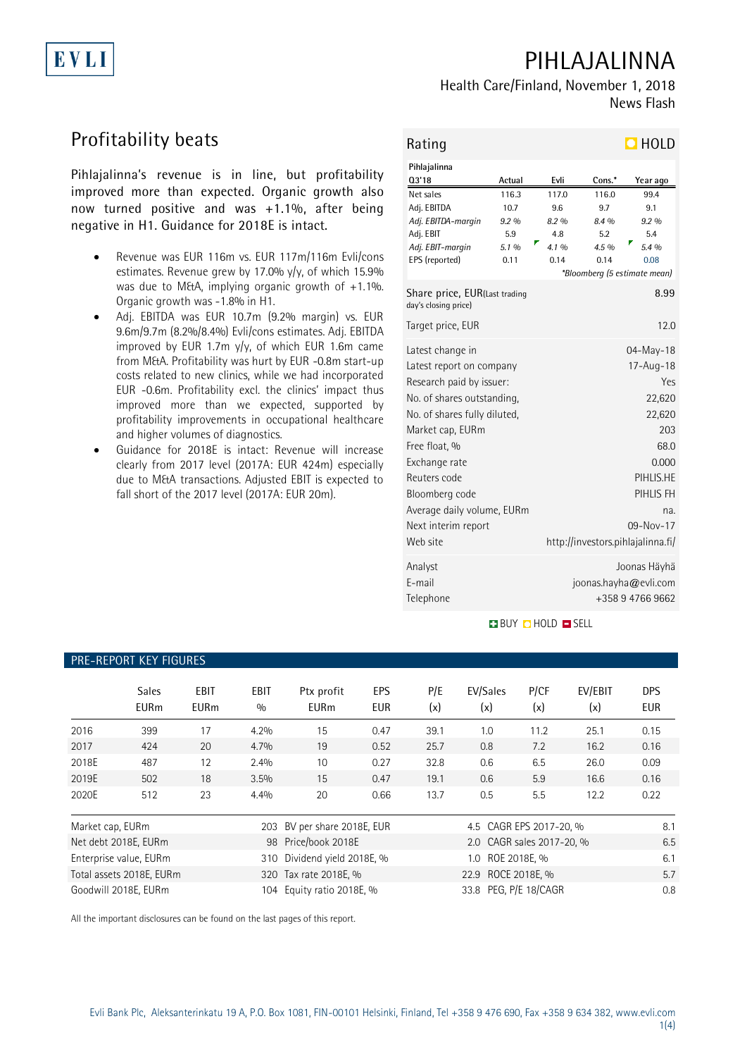# PIHLAJALINNA

Health Care/Finland, November 1, 2018

News Flash

## Profitability beats

Pihlajalinna's revenue is in line, but profitability improved more than expected. Organic growth also now turned positive and was +1.1%, after being negative in H1. Guidance for 2018E is intact.

- Revenue was EUR 116m vs. EUR 117m/116m Evli/cons estimates. Revenue grew by 17.0% y/y, of which 15.9% was due to M&A, implying organic growth of +1.1%. Organic growth was -1.8% in H1.
- Adj. EBITDA was EUR 10.7m (9.2% margin) vs. EUR 9.6m/9.7m (8.2%/8.4%) Evli/cons estimates. Adj. EBITDA improved by EUR 1.7m y/y, of which EUR 1.6m came from M&A. Profitability was hurt by EUR -0.8m start-up costs related to new clinics, while we had incorporated EUR -0.6m. Profitability excl. the clinics' impact thus improved more than we expected, supported by profitability improvements in occupational healthcare and higher volumes of diagnostics.
- Guidance for 2018E is intact: Revenue will increase clearly from 2017 level (2017A: EUR 424m) especially due to M&A transactions. Adjusted EBIT is expected to fall short of the 2017 level (2017A: EUR 20m).

### Rating: HOLD

| Pihlajalinna Q3'18 | Actual | Evli | Cons.* | Year ago |
|---|---|---|---|---|
| Net sales | 116.3 | 117.0 | 116.0 | 99.4 |
| Adj. EBITDA | 10.7 | 9.6 | 9.7 | 9.1 |
| *Adj. EBITDA-margin* | *9.2 %* | *8.2 %* | *8.4 %* | *9.2 %* |
| Adj. EBIT | 5.9 | 4.8 | 5.2 | 5.4 |
| *Adj. EBIT-margin* | *5.1 %* | *4.1 %* | *4.5 %* | *5.4 %* |
| EPS (reported) | 0.11 | 0.14 | 0.14 | 0.08 |

*Bloomberg (5 estimate mean)

| | |
|---|---|
| Share price, EUR(Last trading day's closing price) | 8.99 |
| Target price, EUR | 12.0 |
| Latest change in | 04-May-18 |
| Latest report on company | 17-Aug-18 |
| Research paid by issuer: | Yes |
| No. of shares outstanding, | 22,620 |
| No. of shares fully diluted, | 22,620 |
| Market cap, EURm | 203 |
| Free float, % | 68.0 |
| Exchange rate | 0.000 |
| Reuters code | PIHLIS.HE |
| Bloomberg code | PIHLIS FH |
| Average daily volume, EURm | na. |
| Next interim report | 09-Nov-17 |
| Web site | http://investors.pihlajalinna.fi/ |

| | |
|---|---|
| Analyst | Joonas Häyhä |
| E-mail | joonas.hayha@evli.com |
| Telephone | +358 9 4766 9662 |

BUY HOLD SELL

### PRE-REPORT KEY FIGURES

| | Sales EURm | EBIT EURm | EBIT % | Ptx profit EURm | EPS EUR | P/E (x) | EV/Sales (x) | P/CF (x) | EV/EBIT (x) | DPS EUR |
|---|---|---|---|---|---|---|---|---|---|---|
| 2016 | 399 | 17 | 4.2% | 15 | 0.47 | 39.1 | 1.0 | 11.2 | 25.1 | 0.15 |
| 2017 | 424 | 20 | 4.7% | 19 | 0.52 | 25.7 | 0.8 | 7.2 | 16.2 | 0.16 |
| 2018E | 487 | 12 | 2.4% | 10 | 0.27 | 32.8 | 0.6 | 6.5 | 26.0 | 0.09 |
| 2019E | 502 | 18 | 3.5% | 15 | 0.47 | 19.1 | 0.6 | 5.9 | 16.6 | 0.16 |
| 2020E | 512 | 23 | 4.4% | 20 | 0.66 | 13.7 | 0.5 | 5.5 | 12.2 | 0.22 |

| | | | | | |
|---|---|---|---|---|---|
| Market cap, EURm | 203 | BV per share 2018E, EUR | 4.5 | CAGR EPS 2017-20, % | 8.1 |
| Net debt 2018E, EURm | 98 | Price/book 2018E | 2.0 | CAGR sales 2017-20, % | 6.5 |
| Enterprise value, EURm | 310 | Dividend yield 2018E, % | 1.0 | ROE 2018E, % | 6.1 |
| Total assets 2018E, EURm | 320 | Tax rate 2018E, % | 22.9 | ROCE 2018E, % | 5.7 |
| Goodwill 2018E, EURm | 104 | Equity ratio 2018E, % | 33.8 | PEG, P/E 18/CAGR | 0.8 |

All the important disclosures can be found on the last pages of this report.

Evli Bank Plc, Aleksanterinkatu 19 A, P.O. Box 1081, FIN-00101 Helsinki, Finland, Tel +358 9 476 690, Fax +358 9 634 382, www.evli.com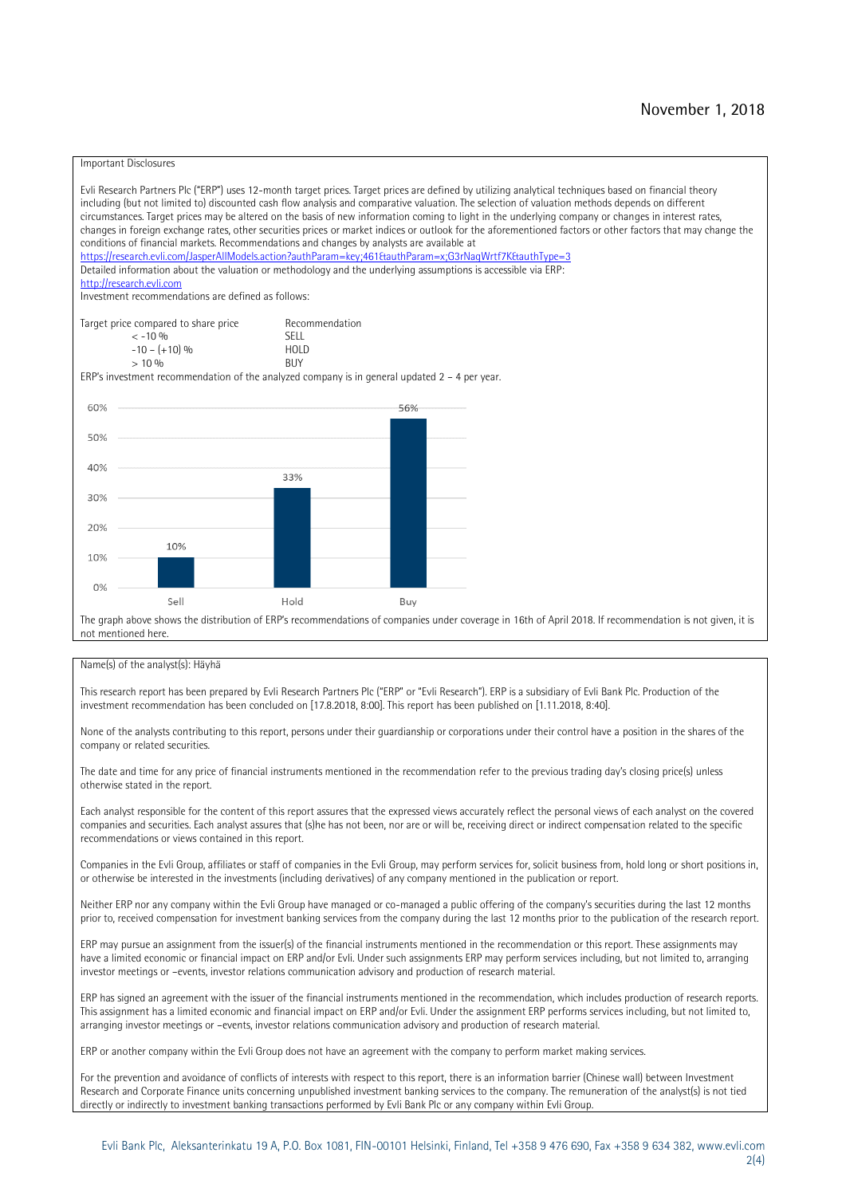November 1, 2018

Important Disclosures

Evli Research Partners Plc ("ERP") uses 12-month target prices. Target prices are defined by utilizing analytical techniques based on financial theory including (but not limited to) discounted cash flow analysis and comparative valuation. The selection of valuation methods depends on different circumstances. Target prices may be altered on the basis of new information coming to light in the underlying company or changes in interest rates, changes in foreign exchange rates, other securities prices or market indices or outlook for the aforementioned factors or other factors that may change the conditions of financial markets. Recommendations and changes by analysts are available at
https://research.evli.com/JasperAllModels.action?authParam=key;461&authParam=x;G3rNagWrtf7K&authType=3
Detailed information about the valuation or methodology and the underlying assumptions is accessible via ERP:
http://research.evli.com
Investment recommendations are defined as follows:

| Target price compared to share price | Recommendation |
|---|---|
| < -10 % | SELL |
| -10 – (+10) % | HOLD |
| > 10 % | BUY |

ERP's investment recommendation of the analyzed company is in general updated 2 – 4 per year.

| | Sell | Hold | Buy |
|---|---|---|---|
| Share of recommendations | 10% | 33% | 56% |

The graph above shows the distribution of ERP's recommendations of companies under coverage in 16th of April 2018. If recommendation is not given, it is not mentioned here.

Name(s) of the analyst(s): Häyhä

This research report has been prepared by Evli Research Partners Plc ("ERP" or "Evli Research"). ERP is a subsidiary of Evli Bank Plc. Production of the investment recommendation has been concluded on [17.8.2018, 8:00]. This report has been published on [1.11.2018, 8:40].

None of the analysts contributing to this report, persons under their guardianship or corporations under their control have a position in the shares of the company or related securities.

The date and time for any price of financial instruments mentioned in the recommendation refer to the previous trading day's closing price(s) unless otherwise stated in the report.

Each analyst responsible for the content of this report assures that the expressed views accurately reflect the personal views of each analyst on the covered companies and securities. Each analyst assures that (s)he has not been, nor are or will be, receiving direct or indirect compensation related to the specific recommendations or views contained in this report.

Companies in the Evli Group, affiliates or staff of companies in the Evli Group, may perform services for, solicit business from, hold long or short positions in, or otherwise be interested in the investments (including derivatives) of any company mentioned in the publication or report.

Neither ERP nor any company within the Evli Group have managed or co-managed a public offering of the company's securities during the last 12 months prior to, received compensation for investment banking services from the company during the last 12 months prior to the publication of the research report.

ERP may pursue an assignment from the issuer(s) of the financial instruments mentioned in the recommendation or this report. These assignments may have a limited economic or financial impact on ERP and/or Evli. Under such assignments ERP may perform services including, but not limited to, arranging investor meetings or –events, investor relations communication advisory and production of research material.

ERP has signed an agreement with the issuer of the financial instruments mentioned in the recommendation, which includes production of research reports. This assignment has a limited economic and financial impact on ERP and/or Evli. Under the assignment ERP performs services including, but not limited to, arranging investor meetings or –events, investor relations communication advisory and production of research material.

ERP or another company within the Evli Group does not have an agreement with the company to perform market making services.

For the prevention and avoidance of conflicts of interests with respect to this report, there is an information barrier (Chinese wall) between Investment Research and Corporate Finance units concerning unpublished investment banking services to the company. The remuneration of the analyst(s) is not tied directly or indirectly to investment banking transactions performed by Evli Bank Plc or any company within Evli Group.

Evli Bank Plc, Aleksanterinkatu 19 A, P.O. Box 1081, FIN-00101 Helsinki, Finland, Tel +358 9 476 690, Fax +358 9 634 382, www.evli.com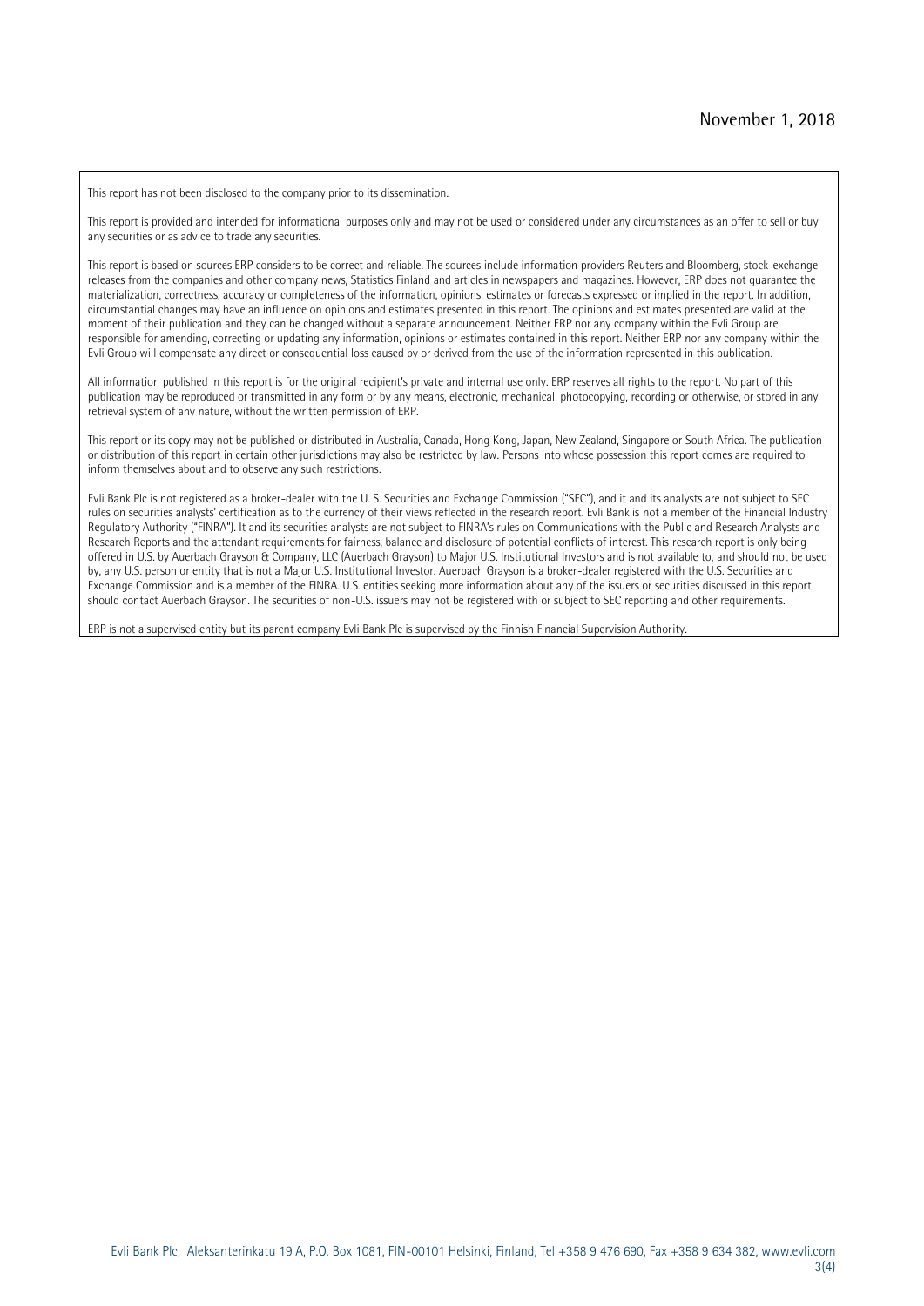This report has not been disclosed to the company prior to its dissemination.

This report is provided and intended for informational purposes only and may not be used or considered under any circumstances as an offer to sell or buy any securities or as advice to trade any securities.

This report is based on sources ERP considers to be correct and reliable. The sources include information providers Reuters and Bloomberg, stock-exchange releases from the companies and other company news, Statistics Finland and articles in newspapers and magazines. However, ERP does not guarantee the materialization, correctness, accuracy or completeness of the information, opinions, estimates or forecasts expressed or implied in the report. In addition, circumstantial changes may have an influence on opinions and estimates presented in this report. The opinions and estimates presented are valid at the moment of their publication and they can be changed without a separate announcement. Neither ERP nor any company within the Evli Group are responsible for amending, correcting or updating any information, opinions or estimates contained in this report. Neither ERP nor any company within the Evli Group will compensate any direct or consequential loss caused by or derived from the use of the information represented in this publication.

All information published in this report is for the original recipient's private and internal use only. ERP reserves all rights to the report. No part of this publication may be reproduced or transmitted in any form or by any means, electronic, mechanical, photocopying, recording or otherwise, or stored in any retrieval system of any nature, without the written permission of ERP.

This report or its copy may not be published or distributed in Australia, Canada, Hong Kong, Japan, New Zealand, Singapore or South Africa. The publication or distribution of this report in certain other jurisdictions may also be restricted by law. Persons into whose possession this report comes are required to inform themselves about and to observe any such restrictions.

Evli Bank Plc is not registered as a broker-dealer with the U. S. Securities and Exchange Commission ("SEC"), and it and its analysts are not subject to SEC rules on securities analysts' certification as to the currency of their views reflected in the research report. Evli Bank is not a member of the Financial Industry Regulatory Authority ("FINRA"). It and its securities analysts are not subject to FINRA's rules on Communications with the Public and Research Analysts and Research Reports and the attendant requirements for fairness, balance and disclosure of potential conflicts of interest. This research report is only being offered in U.S. by Auerbach Grayson & Company, LLC (Auerbach Grayson) to Major U.S. Institutional Investors and is not available to, and should not be used by, any U.S. person or entity that is not a Major U.S. Institutional Investor. Auerbach Grayson is a broker-dealer registered with the U.S. Securities and Exchange Commission and is a member of the FINRA. U.S. entities seeking more information about any of the issuers or securities discussed in this report should contact Auerbach Grayson. The securities of non-U.S. issuers may not be registered with or subject to SEC reporting and other requirements.

ERP is not a supervised entity but its parent company Evli Bank Plc is supervised by the Finnish Financial Supervision Authority.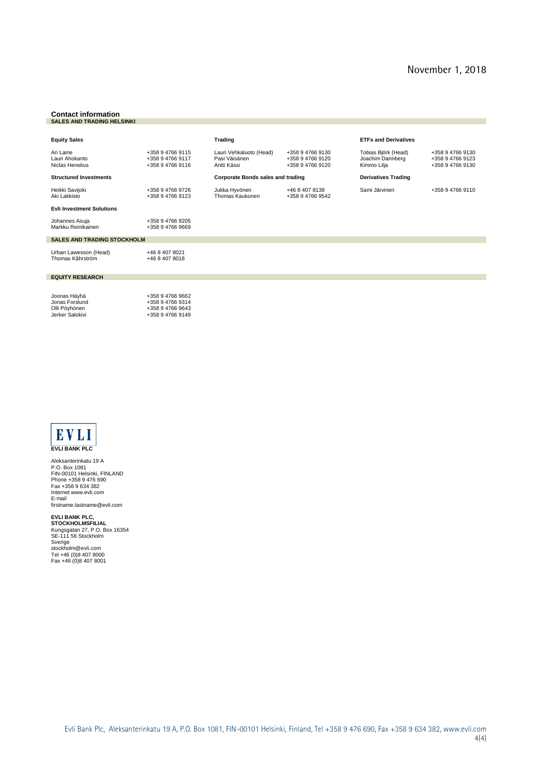November 1, 2018

## Contact information

### SALES AND TRADING HELSINKI

| Equity Sales | | Trading | | ETFs and Derivatives | |
|---|---|---|---|---|---|
| Ari Laine | +358 9 4766 9115 | Lauri Vehkaluoto (Head) | +358 9 4766 9130 | Tobias Björk (Head) | +358 9 4766 9130 |
| Lauri Ahokanto | +358 9 4766 9117 | Pasi Väisänen | +358 9 4766 9120 | Joachim Dannberg | +358 9 4766 9123 |
| Niclas Henelius | +358 9 4766 9116 | Antti Kässi | +358 9 4766 9120 | Kimmo Lilja | +358 9 4766 9130 |
| **Structured Investments** | | **Corporate Bonds sales and trading** | | **Derivatives Trading** | |
| Heikki Savijoki | +358 9 4766 9726 | Jukka Hyvönen | +46 8 407 8138 | Sami Järvinen | +358 9 4766 9110 |
| Aki Lakkisto | +358 9 4766 9123 | Thomas Kaukonen | +358 9 4766 9542 | | |
| **Evli Investment Solutions** | | | | | |
| Johannes Asuja | +358 9 4766 9205 | | | | |
| Markku Reinikainen | +358 9 4766 9669 | | | | |

### SALES AND TRADING STOCKHOLM

| | |
|---|---|
| Urban Lawesson (Head) | +46 8 407 8021 |
| Thomas Kåhrström | +46 8 407 8018 |

### EQUITY RESEARCH

| | |
|---|---|
| Joonas Häyhä | +358 9 4766 9662 |
| Jonas Forslund | +358 9 4766 9314 |
| Olli Pöyhönen | +358 9 4766 9643 |
| Jerker Salokivi | +358 9 4766 9149 |

EVLI

**EVLI BANK PLC**

Aleksanterinkatu 19 A
P.O. Box 1081
FIN-00101 Helsinki, FINLAND
Phone +358 9 476 690
Fax +358 9 634 382
Internet www.evli.com
E-mail
firstname.lastname@evli.com

**EVLI BANK PLC,**
**STOCKHOLMSFILIAL**
Kungsgatan 27, P.O. Box 16354
SE-111 56 Stockholm
Sverige
stockholm@evli.com
Tel +46 (0)8 407 8000
Fax +46 (0)8 407 8001